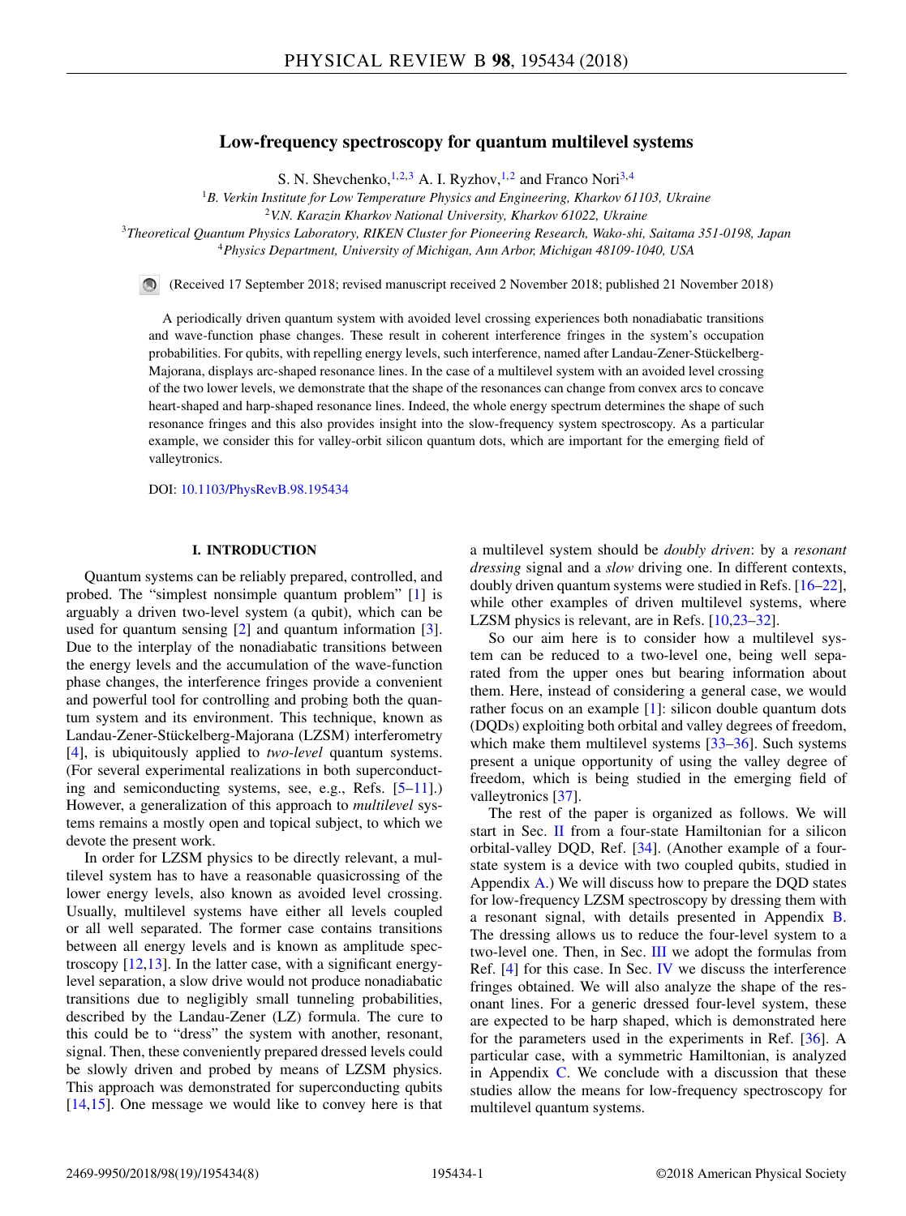# Low-frequency spectroscopy for quantum multilevel systems

S. N. Shevchenko,[1,2,3] A. I. Ryzhov,[1,2] and Franco Nori[3,4]

[1]B. Verkin Institute for Low Temperature Physics and Engineering, Kharkov 61103, Ukraine
[2]V.N. Karazin Kharkov National University, Kharkov 61022, Ukraine
[3]Theoretical Quantum Physics Laboratory, RIKEN Cluster for Pioneering Research, Wako-shi, Saitama 351-0198, Japan
[4]Physics Department, University of Michigan, Ann Arbor, Michigan 48109-1040, USA

(Received 17 September 2018; revised manuscript received 2 November 2018; published 21 November 2018)

A periodically driven quantum system with avoided level crossing experiences both nonadiabatic transitions and wave-function phase changes. These result in coherent interference fringes in the system's occupation probabilities. For qubits, with repelling energy levels, such interference, named after Landau-Zener-Stückelberg-Majorana, displays arc-shaped resonance lines. In the case of a multilevel system with an avoided level crossing of the two lower levels, we demonstrate that the shape of the resonances can change from convex arcs to concave heart-shaped and harp-shaped resonance lines. Indeed, the whole energy spectrum determines the shape of such resonance fringes and this also provides insight into the slow-frequency system spectroscopy. As a particular example, we consider this for valley-orbit silicon quantum dots, which are important for the emerging field of valleytronics.

DOI: 10.1103/PhysRevB.98.195434

## I. INTRODUCTION

Quantum systems can be reliably prepared, controlled, and probed. The "simplest nonsimple quantum problem" [1] is arguably a driven two-level system (a qubit), which can be used for quantum sensing [2] and quantum information [3]. Due to the interplay of the nonadiabatic transitions between the energy levels and the accumulation of the wave-function phase changes, the interference fringes provide a convenient and powerful tool for controlling and probing both the quantum system and its environment. This technique, known as Landau-Zener-Stückelberg-Majorana (LZSM) interferometry [4], is ubiquitously applied to *two-level* quantum systems. (For several experimental realizations in both superconducting and semiconducting systems, see, e.g., Refs. [5–11].) However, a generalization of this approach to *multilevel* systems remains a mostly open and topical subject, to which we devote the present work.

In order for LZSM physics to be directly relevant, a multilevel system has to have a reasonable quasicrossing of the lower energy levels, also known as avoided level crossing. Usually, multilevel systems have either all levels coupled or all well separated. The former case contains transitions between all energy levels and is known as amplitude spectroscopy [12,13]. In the latter case, with a significant energy-level separation, a slow drive would not produce nonadiabatic transitions due to negligibly small tunneling probabilities, described by the Landau-Zener (LZ) formula. The cure to this could be to "dress" the system with another, resonant, signal. Then, these conveniently prepared dressed levels could be slowly driven and probed by means of LZSM physics. This approach was demonstrated for superconducting qubits [14,15]. One message we would like to convey here is that a multilevel system should be *doubly driven*: by a *resonant dressing* signal and a *slow* driving one. In different contexts, doubly driven quantum systems were studied in Refs. [16–22], while other examples of driven multilevel systems, where LZSM physics is relevant, are in Refs. [10,23–32].

So our aim here is to consider how a multilevel system can be reduced to a two-level one, being well separated from the upper ones but bearing information about them. Here, instead of considering a general case, we would rather focus on an example [1]: silicon double quantum dots (DQDs) exploiting both orbital and valley degrees of freedom, which make them multilevel systems [33–36]. Such systems present a unique opportunity of using the valley degree of freedom, which is being studied in the emerging field of valleytronics [37].

The rest of the paper is organized as follows. We will start in Sec. II from a four-state Hamiltonian for a silicon orbital-valley DQD, Ref. [34]. (Another example of a four-state system is a device with two coupled qubits, studied in Appendix A.) We will discuss how to prepare the DQD states for low-frequency LZSM spectroscopy by dressing them with a resonant signal, with details presented in Appendix B. The dressing allows us to reduce the four-level system to a two-level one. Then, in Sec. III we adopt the formulas from Ref. [4] for this case. In Sec. IV we discuss the interference fringes obtained. We will also analyze the shape of the resonant lines. For a generic dressed four-level system, these are expected to be harp shaped, which is demonstrated here for the parameters used in the experiments in Ref. [36]. A particular case, with a symmetric Hamiltonian, is analyzed in Appendix C. We conclude with a discussion that these studies allow the means for low-frequency spectroscopy for multilevel quantum systems.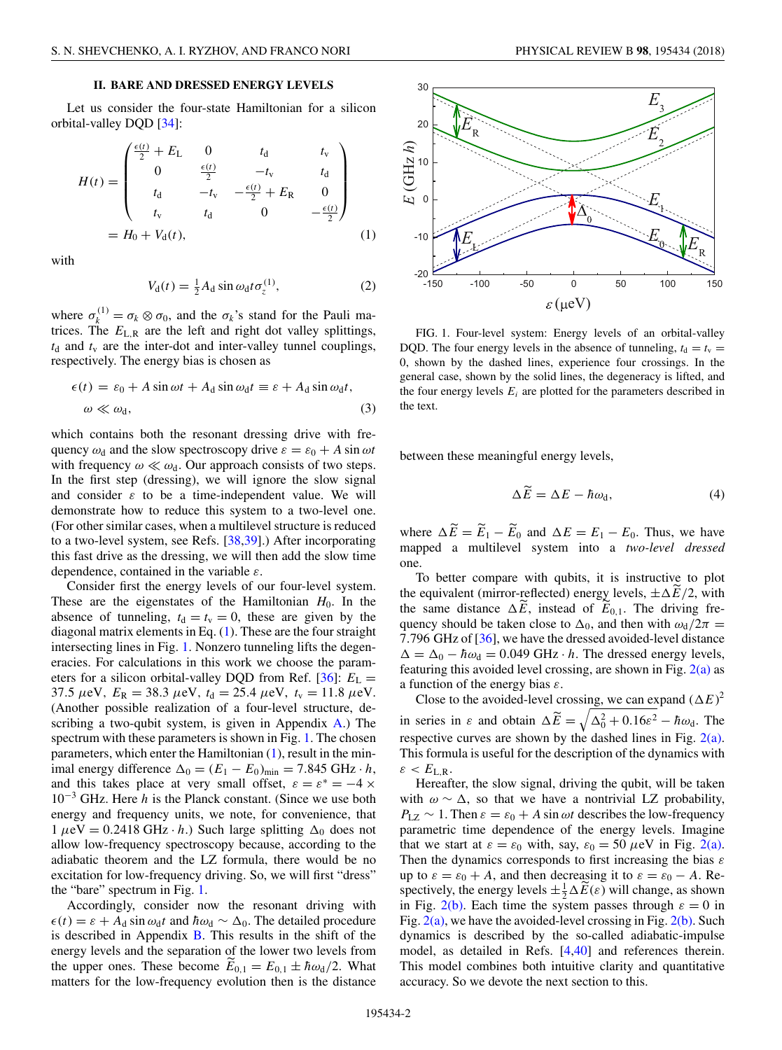## II. BARE AND DRESSED ENERGY LEVELS

Let us consider the four-state Hamiltonian for a silicon orbital-valley DQD [34]:

$$H(t) = \begin{pmatrix} \frac{\epsilon(t)}{2} + E_{\rm L} & 0 & t_{\rm d} & t_{\rm v} \\ 0 & \frac{\epsilon(t)}{2} & -t_{\rm v} & t_{\rm d} \\ t_{\rm d} & -t_{\rm v} & -\frac{\epsilon(t)}{2} + E_{\rm R} & 0 \\ t_{\rm v} & t_{\rm d} & 0 & -\frac{\epsilon(t)}{2} \end{pmatrix}$$
$$= H_0 + V_{\rm d}(t), \tag{1}$$

with

$$V_{\rm d}(t) = \tfrac{1}{2} A_{\rm d} \sin \omega_{\rm d} t \, \sigma_z^{(1)}, \tag{2}$$

where $\sigma_k^{(1)} = \sigma_k \otimes \sigma_0$, and the $\sigma_k$'s stand for the Pauli matrices. The $E_{\rm L,R}$ are the left and right dot valley splittings, $t_{\rm d}$ and $t_{\rm v}$ are the inter-dot and inter-valley tunnel couplings, respectively. The energy bias is chosen as

$$\begin{aligned} \epsilon(t) &= \varepsilon_0 + A \sin \omega t + A_{\rm d} \sin \omega_{\rm d} t \equiv \varepsilon + A_{\rm d} \sin \omega_{\rm d} t, \\ \omega &\ll \omega_{\rm d}, \end{aligned} \tag{3}$$

which contains both the resonant dressing drive with frequency $\omega_{\rm d}$ and the slow spectroscopy drive $\varepsilon = \varepsilon_0 + A \sin \omega t$ with frequency $\omega \ll \omega_{\rm d}$. Our approach consists of two steps. In the first step (dressing), we will ignore the slow signal and consider $\varepsilon$ to be a time-independent value. We will demonstrate how to reduce this system to a two-level one. (For other similar cases, when a multilevel structure is reduced to a two-level system, see Refs. [38,39].) After incorporating this fast drive as the dressing, we will then add the slow time dependence, contained in the variable $\varepsilon$.

Consider first the energy levels of our four-level system. These are the eigenstates of the Hamiltonian $H_0$. In the absence of tunneling, $t_{\rm d} = t_{\rm v} = 0$, these are given by the diagonal matrix elements in Eq. (1). These are the four straight intersecting lines in Fig. 1. Nonzero tunneling lifts the degeneracies. For calculations in this work we choose the parameters for a silicon orbital-valley DQD from Ref. [36]: $E_{\rm L} = 37.5\ \mu$eV, $E_{\rm R} = 38.3\ \mu$eV, $t_{\rm d} = 25.4\ \mu$eV, $t_{\rm v} = 11.8\ \mu$eV. (Another possible realization of a four-level structure, describing a two-qubit system, is given in Appendix A.) The spectrum with these parameters is shown in Fig. 1. The chosen parameters, which enter the Hamiltonian (1), result in the minimal energy difference $\Delta_0 = (E_1 - E_0)_{\rm min} = 7.845\ {\rm GHz} \cdot h$, and this takes place at very small offset, $\varepsilon = \varepsilon^* = -4 \times 10^{-3}$ GHz. Here $h$ is the Planck constant. (Since we use both energy and frequency units, we note, for convenience, that $1\ \mu{\rm eV} = 0.2418\ {\rm GHz} \cdot h$.) Such large splitting $\Delta_0$ does not allow low-frequency spectroscopy because, according to the adiabatic theorem and the LZ formula, there would be no excitation for low-frequency driving. So, we will first "dress" the "bare" spectrum in Fig. 1.

Accordingly, consider now the resonant driving with $\epsilon(t) = \varepsilon + A_{\rm d} \sin \omega_{\rm d} t$ and $\hbar\omega_{\rm d} \sim \Delta_0$. The detailed procedure is described in Appendix B. This results in the shift of the energy levels and the separation of the lower two levels from the upper ones. These become $\widetilde{E}_{0,1} = E_{0,1} \pm \hbar\omega_{\rm d}/2$. What matters for the low-frequency evolution then is the distance between these meaningful energy levels,

FIG. 1. Four-level system: Energy levels of an orbital-valley DQD. The four energy levels in the absence of tunneling, $t_{\rm d} = t_{\rm v} = 0$, shown by the dashed lines, experience four crossings. In the general case, shown by the solid lines, the degeneracy is lifted, and the four energy levels $E_i$ are plotted for the parameters described in the text.

$$\Delta\widetilde{E} = \Delta E - \hbar\omega_{\rm d}, \tag{4}$$

where $\Delta\widetilde{E} = \widetilde{E}_1 - \widetilde{E}_0$ and $\Delta E = E_1 - E_0$. Thus, we have mapped a multilevel system into a *two-level dressed* one.

To better compare with qubits, it is instructive to plot the equivalent (mirror-reflected) energy levels, $\pm\Delta\widetilde{E}/2$, with the same distance $\Delta\widetilde{E}$, instead of $\widetilde{E}_{0,1}$. The driving frequency should be taken close to $\Delta_0$, and then with $\omega_{\rm d}/2\pi = 7.796$ GHz of [36], we have the dressed avoided-level distance $\Delta = \Delta_0 - \hbar\omega_{\rm d} = 0.049\ {\rm GHz} \cdot h$. The dressed energy levels, featuring this avoided level crossing, are shown in Fig. 2(a) as a function of the energy bias $\varepsilon$.

Close to the avoided-level crossing, we can expand $(\Delta E)^2$ in series in $\varepsilon$ and obtain $\Delta\widetilde{E} = \sqrt{\Delta_0^2 + 0.16\varepsilon^2} - \hbar\omega_{\rm d}$. The respective curves are shown by the dashed lines in Fig. 2(a). This formula is useful for the description of the dynamics with $\varepsilon < E_{\rm L,R}$.

Hereafter, the slow signal, driving the qubit, will be taken with $\omega \sim \Delta$, so that we have a nontrivial LZ probability, $P_{\rm LZ} \sim 1$. Then $\varepsilon = \varepsilon_0 + A \sin \omega t$ describes the low-frequency parametric time dependence of the energy levels. Imagine that we start at $\varepsilon = \varepsilon_0$ with, say, $\varepsilon_0 = 50\ \mu$eV in Fig. 2(a). Then the dynamics corresponds to first increasing the bias $\varepsilon$ up to $\varepsilon = \varepsilon_0 + A$, and then decreasing it to $\varepsilon = \varepsilon_0 - A$. Respectively, the energy levels $\pm\frac{1}{2}\Delta\widetilde{E}(\varepsilon)$ will change, as shown in Fig. 2(b). Each time the system passes through $\varepsilon = 0$ in Fig. 2(a), we have the avoided-level crossing in Fig. 2(b). Such dynamics is described by the so-called adiabatic-impulse model, as detailed in Refs. [4,40] and references therein. This model combines both intuitive clarity and quantitative accuracy. So we devote the next section to this.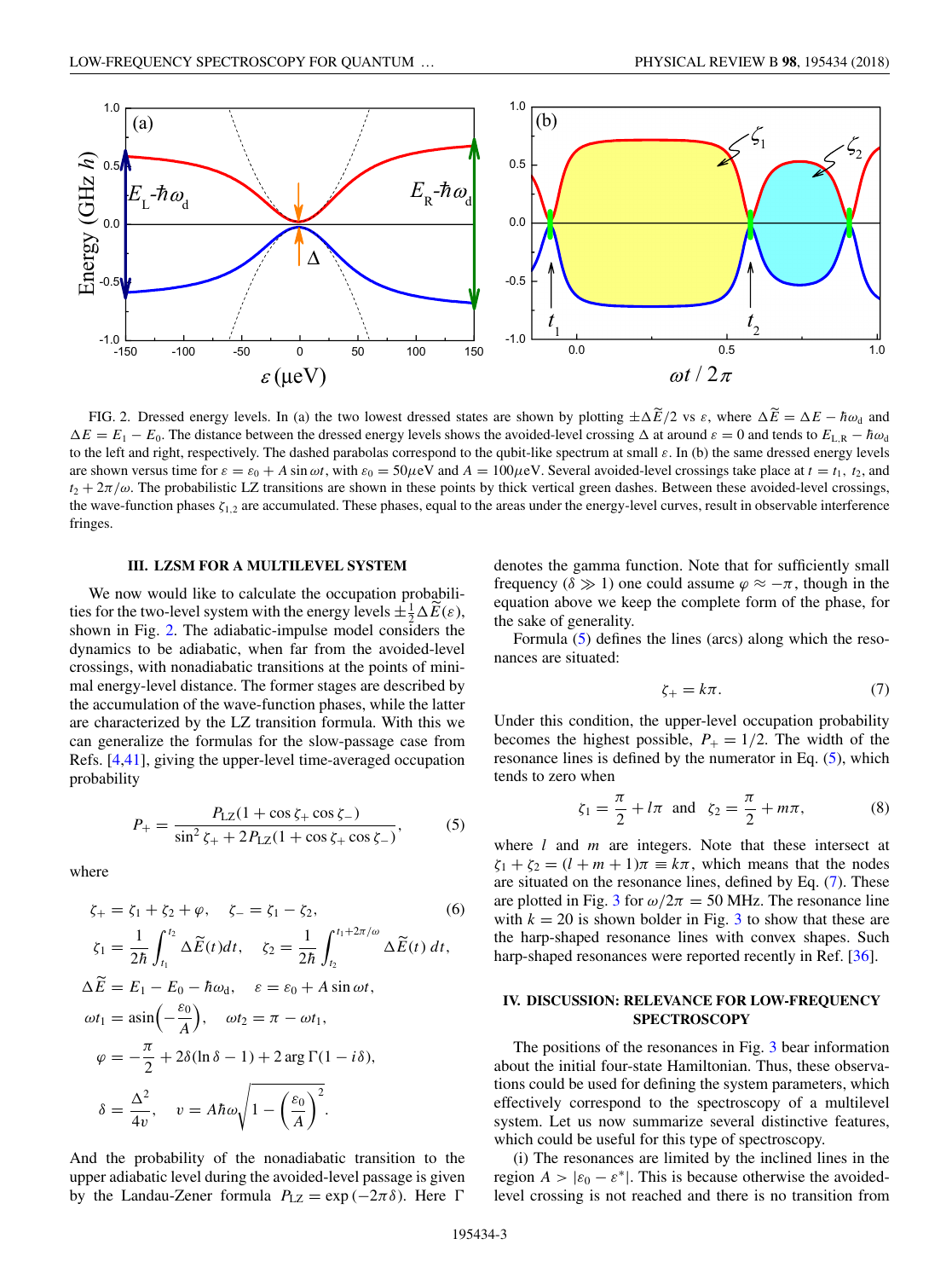FIG. 2. Dressed energy levels. In (a) the two lowest dressed states are shown by plotting $\pm\Delta\widetilde{E}/2$ vs $\varepsilon$, where $\Delta\widetilde{E} = \Delta E - \hbar\omega_{\rm d}$ and $\Delta E = E_1 - E_0$. The distance between the dressed energy levels shows the avoided-level crossing $\Delta$ at around $\varepsilon = 0$ and tends to $E_{\rm L,R} - \hbar\omega_{\rm d}$ to the left and right, respectively. The dashed parabolas correspond to the qubit-like spectrum at small $\varepsilon$. In (b) the same dressed energy levels are shown versus time for $\varepsilon = \varepsilon_0 + A\sin\omega t$, with $\varepsilon_0 = 50\mu$eV and $A = 100\mu$eV. Several avoided-level crossings take place at $t = t_1$, $t_2$, and $t_2 + 2\pi/\omega$. The probabilistic LZ transitions are shown in these points by thick vertical green dashes. Between these avoided-level crossings, the wave-function phases $\zeta_{1,2}$ are accumulated. These phases, equal to the areas under the energy-level curves, result in observable interference fringes.

## III. LZSM FOR A MULTILEVEL SYSTEM

We now would like to calculate the occupation probabilities for the two-level system with the energy levels $\pm\frac{1}{2}\Delta\widetilde{E}(\varepsilon)$, shown in Fig. 2. The adiabatic-impulse model considers the dynamics to be adiabatic, when far from the avoided-level crossings, with nonadiabatic transitions at the points of minimal energy-level distance. The former stages are described by the accumulation of the wave-function phases, while the latter are characterized by the LZ transition formula. With this we can generalize the formulas for the slow-passage case from Refs. [4,41], giving the upper-level time-averaged occupation probability

$$P_+ = \frac{P_{\rm LZ}(1+\cos\zeta_+\cos\zeta_-)}{\sin^2\zeta_+ + 2P_{\rm LZ}(1+\cos\zeta_+\cos\zeta_-)}, \tag{5}$$

where

$$\begin{aligned}
\zeta_+ &= \zeta_1 + \zeta_2 + \varphi, \quad \zeta_- = \zeta_1 - \zeta_2, \\
\zeta_1 &= \frac{1}{2\hbar}\int_{t_1}^{t_2}\Delta\widetilde{E}(t)dt, \quad \zeta_2 = \frac{1}{2\hbar}\int_{t_2}^{t_1+2\pi/\omega}\Delta\widetilde{E}(t)\,dt, \\
\Delta\widetilde{E} &= E_1 - E_0 - \hbar\omega_{\rm d}, \quad \varepsilon = \varepsilon_0 + A\sin\omega t, \\
\omega t_1 &= \operatorname{asin}\left(-\frac{\varepsilon_0}{A}\right), \quad \omega t_2 = \pi - \omega t_1, \\
\varphi &= -\frac{\pi}{2} + 2\delta(\ln\delta - 1) + 2\arg\Gamma(1-i\delta), \\
\delta &= \frac{\Delta^2}{4v}, \quad v = A\hbar\omega\sqrt{1-\left(\frac{\varepsilon_0}{A}\right)^2}.
\end{aligned} \tag{6}$$

And the probability of the nonadiabatic transition to the upper adiabatic level during the avoided-level passage is given by the Landau-Zener formula $P_{\rm LZ} = \exp(-2\pi\delta)$. Here $\Gamma$ denotes the gamma function. Note that for sufficiently small frequency ($\delta \gg 1$) one could assume $\varphi \approx -\pi$, though in the equation above we keep the complete form of the phase, for the sake of generality.

Formula (5) defines the lines (arcs) along which the resonances are situated:

$$\zeta_+ = k\pi. \tag{7}$$

Under this condition, the upper-level occupation probability becomes the highest possible, $P_+ = 1/2$. The width of the resonance lines is defined by the numerator in Eq. (5), which tends to zero when

$$\zeta_1 = \frac{\pi}{2} + l\pi \quad \text{and} \quad \zeta_2 = \frac{\pi}{2} + m\pi, \tag{8}$$

where $l$ and $m$ are integers. Note that these intersect at $\zeta_1 + \zeta_2 = (l+m+1)\pi \equiv k\pi$, which means that the nodes are situated on the resonance lines, defined by Eq. (7). These are plotted in Fig. 3 for $\omega/2\pi = 50$ MHz. The resonance line with $k = 20$ is shown bolder in Fig. 3 to show that these are the harp-shaped resonance lines with convex shapes. Such harp-shaped resonances were reported recently in Ref. [36].

## IV. DISCUSSION: RELEVANCE FOR LOW-FREQUENCY SPECTROSCOPY

The positions of the resonances in Fig. 3 bear information about the initial four-state Hamiltonian. Thus, these observations could be used for defining the system parameters, which effectively correspond to the spectroscopy of a multilevel system. Let us now summarize several distinctive features, which could be useful for this type of spectroscopy.

(i) The resonances are limited by the inclined lines in the region $A > |\varepsilon_0 - \varepsilon^*|$. This is because otherwise the avoided-level crossing is not reached and there is no transition from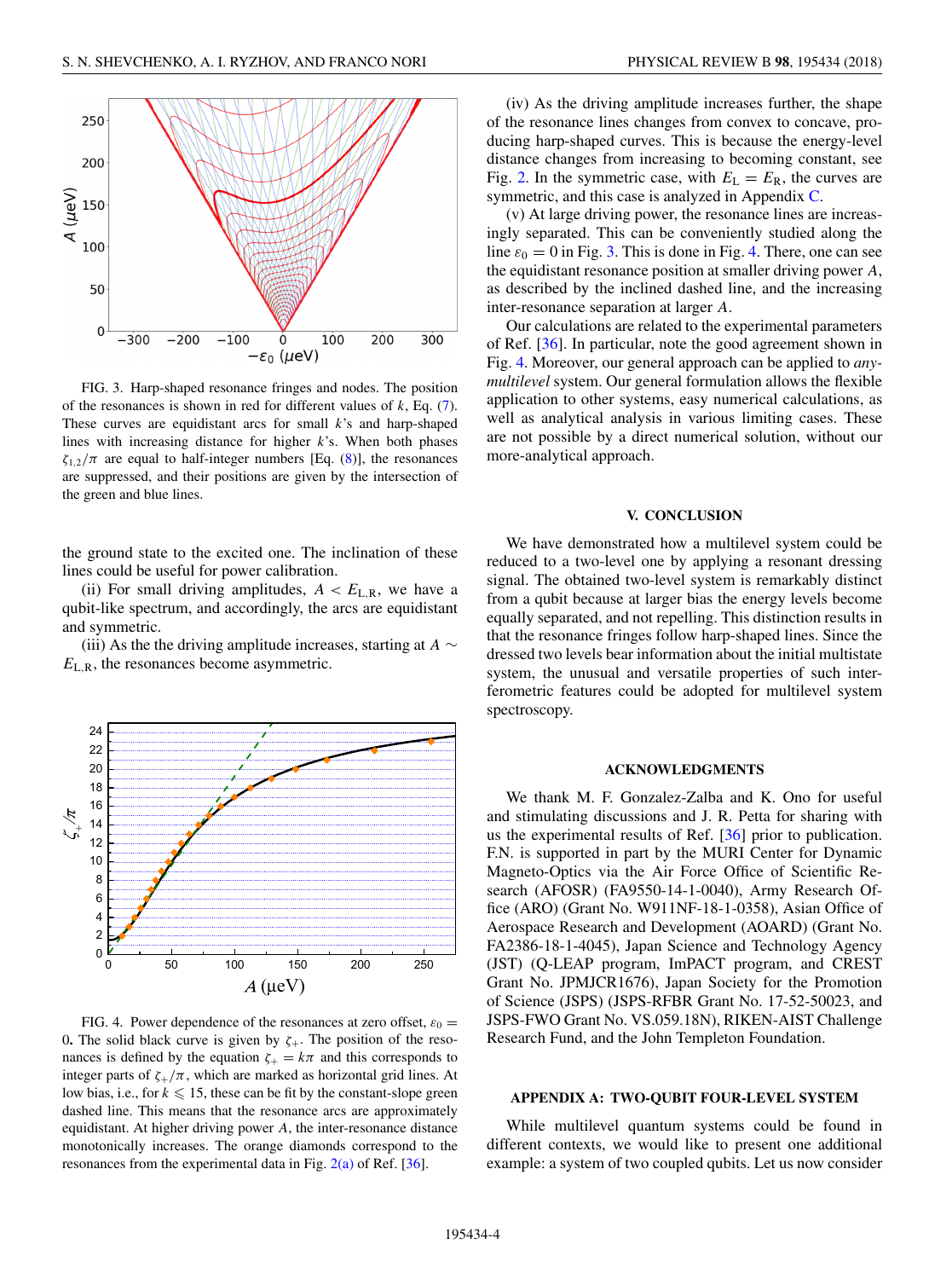FIG. 3. Harp-shaped resonance fringes and nodes. The position of the resonances is shown in red for different values of $k$, Eq. (7). These curves are equidistant arcs for small $k$'s and harp-shaped lines with increasing distance for higher $k$'s. When both phases $\zeta_{1,2}/\pi$ are equal to half-integer numbers [Eq. (8)], the resonances are suppressed, and their positions are given by the intersection of the green and blue lines.

the ground state to the excited one. The inclination of these lines could be useful for power calibration.

(ii) For small driving amplitudes, $A < E_{\mathrm{L,R}}$, we have a qubit-like spectrum, and accordingly, the arcs are equidistant and symmetric.

(iii) As the the driving amplitude increases, starting at $A \sim E_{\mathrm{L,R}}$, the resonances become asymmetric.

FIG. 4. Power dependence of the resonances at zero offset, $\varepsilon_0 = 0$. The solid black curve is given by $\zeta_+$. The position of the resonances is defined by the equation $\zeta_+ = k\pi$ and this corresponds to integer parts of $\zeta_+/\pi$, which are marked as horizontal grid lines. At low bias, i.e., for $k \leqslant 15$, these can be fit by the constant-slope green dashed line. This means that the resonance arcs are approximately equidistant. At higher driving power $A$, the inter-resonance distance monotonically increases. The orange diamonds correspond to the resonances from the experimental data in Fig. 2(a) of Ref. [36].

(iv) As the driving amplitude increases further, the shape of the resonance lines changes from convex to concave, producing harp-shaped curves. This is because the energy-level distance changes from increasing to becoming constant, see Fig. 2. In the symmetric case, with $E_{\mathrm{L}} = E_{\mathrm{R}}$, the curves are symmetric, and this case is analyzed in Appendix C.

(v) At large driving power, the resonance lines are increasingly separated. This can be conveniently studied along the line $\varepsilon_0 = 0$ in Fig. 3. This is done in Fig. 4. There, one can see the equidistant resonance position at smaller driving power $A$, as described by the inclined dashed line, and the increasing inter-resonance separation at larger $A$.

Our calculations are related to the experimental parameters of Ref. [36]. In particular, note the good agreement shown in Fig. 4. Moreover, our general approach can be applied to *any-multilevel* system. Our general formulation allows the flexible application to other systems, easy numerical calculations, as well as analytical analysis in various limiting cases. These are not possible by a direct numerical solution, without our more-analytical approach.

## V. CONCLUSION

We have demonstrated how a multilevel system could be reduced to a two-level one by applying a resonant dressing signal. The obtained two-level system is remarkably distinct from a qubit because at larger bias the energy levels become equally separated, and not repelling. This distinction results in that the resonance fringes follow harp-shaped lines. Since the dressed two levels bear information about the initial multistate system, the unusual and versatile properties of such interferometric features could be adopted for multilevel system spectroscopy.

## ACKNOWLEDGMENTS

We thank M. F. Gonzalez-Zalba and K. Ono for useful and stimulating discussions and J. R. Petta for sharing with us the experimental results of Ref. [36] prior to publication. F.N. is supported in part by the MURI Center for Dynamic Magneto-Optics via the Air Force Office of Scientific Research (AFOSR) (FA9550-14-1-0040), Army Research Office (ARO) (Grant No. W911NF-18-1-0358), Asian Office of Aerospace Research and Development (AOARD) (Grant No. FA2386-18-1-4045), Japan Science and Technology Agency (JST) (Q-LEAP program, ImPACT program, and CREST Grant No. JPMJCR1676), Japan Society for the Promotion of Science (JSPS) (JSPS-RFBR Grant No. 17-52-50023, and JSPS-FWO Grant No. VS.059.18N), RIKEN-AIST Challenge Research Fund, and the John Templeton Foundation.

## APPENDIX A: TWO-QUBIT FOUR-LEVEL SYSTEM

While multilevel quantum systems could be found in different contexts, we would like to present one additional example: a system of two coupled qubits. Let us now consider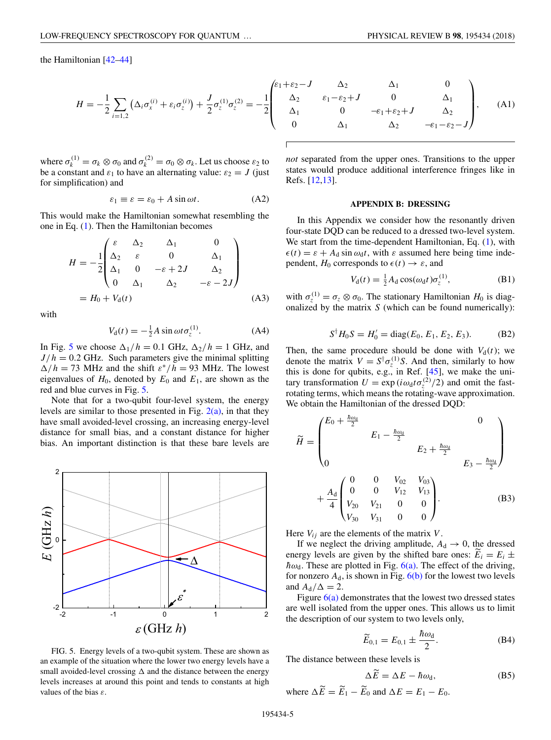the Hamiltonian [42–44]

$$H = -\frac{1}{2}\sum_{i=1,2}\left(\Delta_i\sigma_x^{(i)} + \varepsilon_i\sigma_z^{(i)}\right) + \frac{J}{2}\sigma_z^{(1)}\sigma_z^{(2)} = -\frac{1}{2}\begin{pmatrix} \varepsilon_1+\varepsilon_2-J & \Delta_2 & \Delta_1 & 0 \\ \Delta_2 & \varepsilon_1-\varepsilon_2+J & 0 & \Delta_1 \\ \Delta_1 & 0 & -\varepsilon_1+\varepsilon_2+J & \Delta_2 \\ 0 & \Delta_1 & \Delta_2 & -\varepsilon_1-\varepsilon_2-J \end{pmatrix}, \tag{A1}$$

where $\sigma_k^{(1)} = \sigma_k \otimes \sigma_0$ and $\sigma_k^{(2)} = \sigma_0 \otimes \sigma_k$. Let us choose $\varepsilon_2$ to be a constant and $\varepsilon_1$ to have an alternating value: $\varepsilon_2 = J$ (just for simplification) and

$$\varepsilon_1 \equiv \varepsilon = \varepsilon_0 + A\sin\omega t. \tag{A2}$$

This would make the Hamiltonian somewhat resembling the one in Eq. (1). Then the Hamiltonian becomes

$$H = -\frac{1}{2}\begin{pmatrix} \varepsilon & \Delta_2 & \Delta_1 & 0 \\ \Delta_2 & \varepsilon & 0 & \Delta_1 \\ \Delta_1 & 0 & -\varepsilon+2J & \Delta_2 \\ 0 & \Delta_1 & \Delta_2 & -\varepsilon-2J \end{pmatrix} = H_0 + V_\mathrm{d}(t) \tag{A3}$$

with

$$V_\mathrm{d}(t) = -\tfrac{1}{2}A\sin\omega t\,\sigma_z^{(1)}. \tag{A4}$$

In Fig. 5 we choose $\Delta_1/h = 0.1$ GHz, $\Delta_2/h = 1$ GHz, and $J/h = 0.2$ GHz. Such parameters give the minimal splitting $\Delta/h = 73$ MHz and the shift $\varepsilon^*/h = 93$ MHz. The lowest eigenvalues of $H_0$, denoted by $E_0$ and $E_1$, are shown as the red and blue curves in Fig. 5.

Note that for a two-qubit four-level system, the energy levels are similar to those presented in Fig. 2(a), in that they have small avoided-level crossing, an increasing energy-level distance for small bias, and a constant distance for higher bias. An important distinction is that these bare levels are *not* separated from the upper ones. Transitions to the upper states would produce additional interference fringes like in Refs. [12,13].

FIG. 5. Energy levels of a two-qubit system. These are shown as an example of the situation where the lower two energy levels have a small avoided-level crossing $\Delta$ and the distance between the energy levels increases at around this point and tends to constants at high values of the bias $\varepsilon$.

## APPENDIX B: DRESSING

In this Appendix we consider how the resonantly driven four-state DQD can be reduced to a dressed two-level system. We start from the time-dependent Hamiltonian, Eq. (1), with $\epsilon(t) = \varepsilon + A_\mathrm{d}\sin\omega_\mathrm{d}t$, with $\varepsilon$ assumed here being time independent, $H_0$ corresponds to $\epsilon(t) \to \varepsilon$, and

$$V_\mathrm{d}(t) = \tfrac{1}{2}A_\mathrm{d}\cos(\omega_\mathrm{d}t)\sigma_z^{(1)}, \tag{B1}$$

with $\sigma_z^{(1)} = \sigma_z \otimes \sigma_0$. The stationary Hamiltonian $H_0$ is diagonalized by the matrix $S$ (which can be found numerically):

$$S^\dagger H_0 S = H_0' = \mathrm{diag}(E_0, E_1, E_2, E_3). \tag{B2}$$

Then, the same procedure should be done with $V_\mathrm{d}(t)$; we denote the matrix $V = S^\dagger\sigma_z^{(1)}S$. And then, similarly to how this is done for qubits, e.g., in Ref. [45], we make the unitary transformation $U = \exp(i\omega_\mathrm{d}t\sigma_z^{(2)}/2)$ and omit the fast-rotating terms, which means the rotating-wave approximation. We obtain the Hamiltonian of the dressed DQD:

$$\widetilde{H} = \begin{pmatrix} E_0 + \frac{\hbar\omega_\mathrm{d}}{2} & & & 0 \\ & E_1 - \frac{\hbar\omega_\mathrm{d}}{2} & & \\ & & E_2 + \frac{\hbar\omega_\mathrm{d}}{2} & \\ 0 & & & E_3 - \frac{\hbar\omega_\mathrm{d}}{2} \end{pmatrix} + \frac{A_\mathrm{d}}{4}\begin{pmatrix} 0 & 0 & V_{02} & V_{03} \\ 0 & 0 & V_{12} & V_{13} \\ V_{20} & V_{21} & 0 & 0 \\ V_{30} & V_{31} & 0 & 0 \end{pmatrix}. \tag{B3}$$

Here $V_{ij}$ are the elements of the matrix $V$.

If we neglect the driving amplitude, $A_\mathrm{d} \to 0$, the dressed energy levels are given by the shifted bare ones: $\widetilde{E}_i = E_i \pm \hbar\omega_\mathrm{d}$. These are plotted in Fig. 6(a). The effect of the driving, for nonzero $A_\mathrm{d}$, is shown in Fig. 6(b) for the lowest two levels and $A_\mathrm{d}/\Delta = 2$.

Figure 6(a) demonstrates that the lowest two dressed states are well isolated from the upper ones. This allows us to limit the description of our system to two levels only,

$$\widetilde{E}_{0,1} = E_{0,1} \pm \frac{\hbar\omega_\mathrm{d}}{2}. \tag{B4}$$

The distance between these levels is

$$\Delta\widetilde{E} = \Delta E - \hbar\omega_\mathrm{d}, \tag{B5}$$

where $\Delta\widetilde{E} = \widetilde{E}_1 - \widetilde{E}_0$ and $\Delta E = E_1 - E_0$.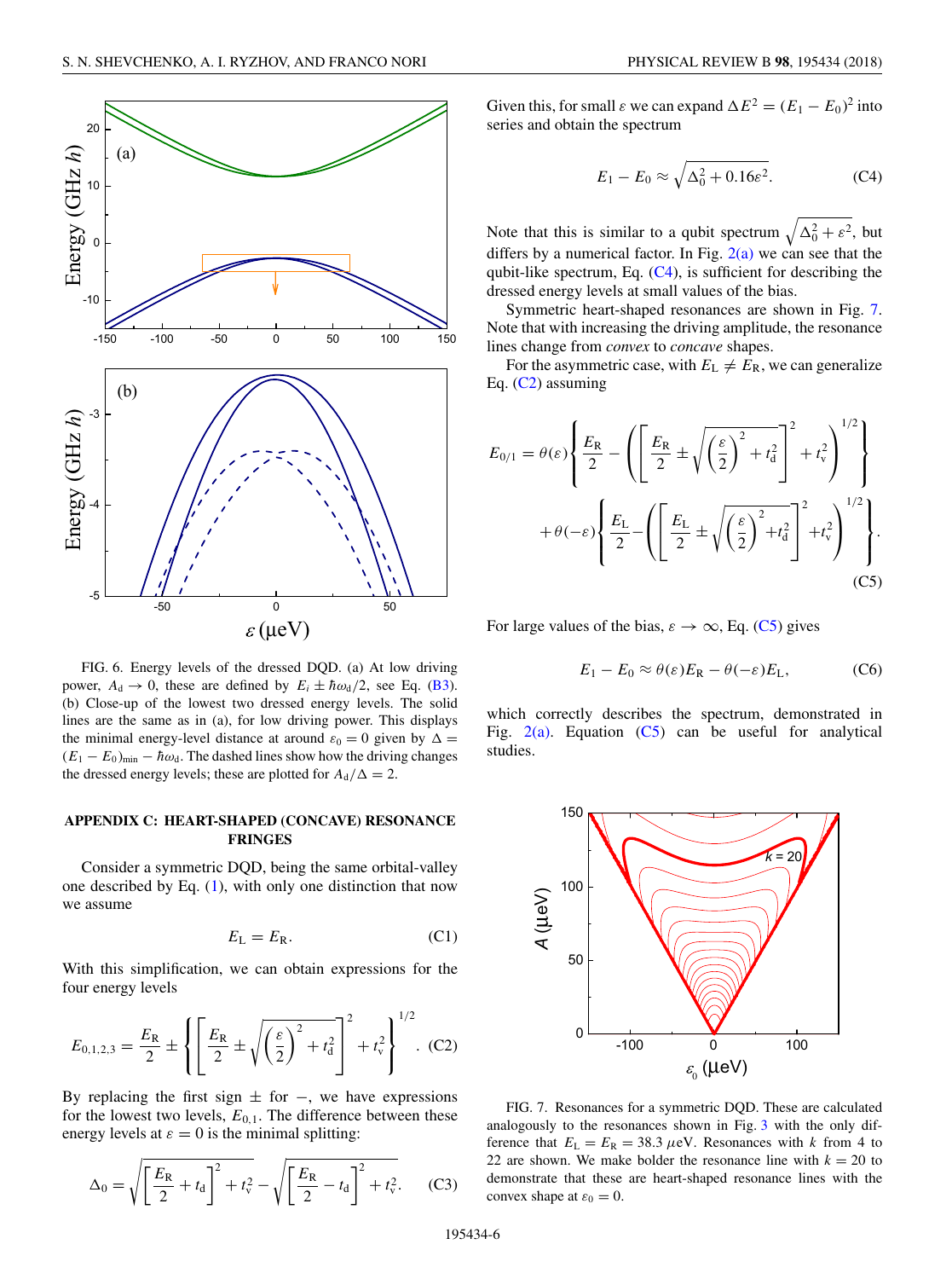FIG. 6. Energy levels of the dressed DQD. (a) At low driving power, $A_d \to 0$, these are defined by $E_i \pm \hbar\omega_d/2$, see Eq. (B3). (b) Close-up of the lowest two dressed energy levels. The solid lines are the same as in (a), for low driving power. This displays the minimal energy-level distance at around $\varepsilon_0 = 0$ given by $\Delta = (E_1 - E_0)_{\min} - \hbar\omega_d$. The dashed lines show how the driving changes the dressed energy levels; these are plotted for $A_d/\Delta = 2$.

## APPENDIX C: HEART-SHAPED (CONCAVE) RESONANCE FRINGES

Consider a symmetric DQD, being the same orbital-valley one described by Eq. (1), with only one distinction that now we assume

$$E_L = E_R. \tag{C1}$$

With this simplification, we can obtain expressions for the four energy levels

$$E_{0,1,2,3} = \frac{E_R}{2} \pm \left\{ \left[ \frac{E_R}{2} \pm \sqrt{\left(\frac{\varepsilon}{2}\right)^2 + t_d^2} \right]^2 + t_v^2 \right\}^{1/2}. \tag{C2}$$

By replacing the first sign $\pm$ for $-$, we have expressions for the lowest two levels, $E_{0,1}$. The difference between these energy levels at $\varepsilon = 0$ is the minimal splitting:

$$\Delta_0 = \sqrt{\left[\frac{E_R}{2} + t_d\right]^2 + t_v^2} - \sqrt{\left[\frac{E_R}{2} - t_d\right]^2 + t_v^2}. \tag{C3}$$

Given this, for small $\varepsilon$ we can expand $\Delta E^2 = (E_1 - E_0)^2$ into series and obtain the spectrum

$$E_1 - E_0 \approx \sqrt{\Delta_0^2 + 0.16\varepsilon^2}. \tag{C4}$$

Note that this is similar to a qubit spectrum $\sqrt{\Delta_0^2 + \varepsilon^2}$, but differs by a numerical factor. In Fig. 2(a) we can see that the qubit-like spectrum, Eq. (C4), is sufficient for describing the dressed energy levels at small values of the bias.

Symmetric heart-shaped resonances are shown in Fig. 7. Note that with increasing the driving amplitude, the resonance lines change from *convex* to *concave* shapes.

For the asymmetric case, with $E_L \neq E_R$, we can generalize Eq. (C2) assuming

$$E_{0/1} = \theta(\varepsilon)\left\{ \frac{E_R}{2} - \left( \left[ \frac{E_R}{2} \pm \sqrt{\left(\frac{\varepsilon}{2}\right)^2 + t_d^2} \right]^2 + t_v^2 \right)^{1/2} \right\} + \theta(-\varepsilon)\left\{ \frac{E_L}{2} - \left( \left[ \frac{E_L}{2} \pm \sqrt{\left(\frac{\varepsilon}{2}\right)^2 + t_d^2} \right]^2 + t_v^2 \right)^{1/2} \right\}. \tag{C5}$$

For large values of the bias, $\varepsilon \to \infty$, Eq. (C5) gives

$$E_1 - E_0 \approx \theta(\varepsilon)E_R - \theta(-\varepsilon)E_L, \tag{C6}$$

which correctly describes the spectrum, demonstrated in Fig. 2(a). Equation (C5) can be useful for analytical studies.

FIG. 7. Resonances for a symmetric DQD. These are calculated analogously to the resonances shown in Fig. 3 with the only difference that $E_L = E_R = 38.3$ $\mu$eV. Resonances with $k$ from 4 to 22 are shown. We make bolder the resonance line with $k = 20$ to demonstrate that these are heart-shaped resonance lines with the convex shape at $\varepsilon_0 = 0$.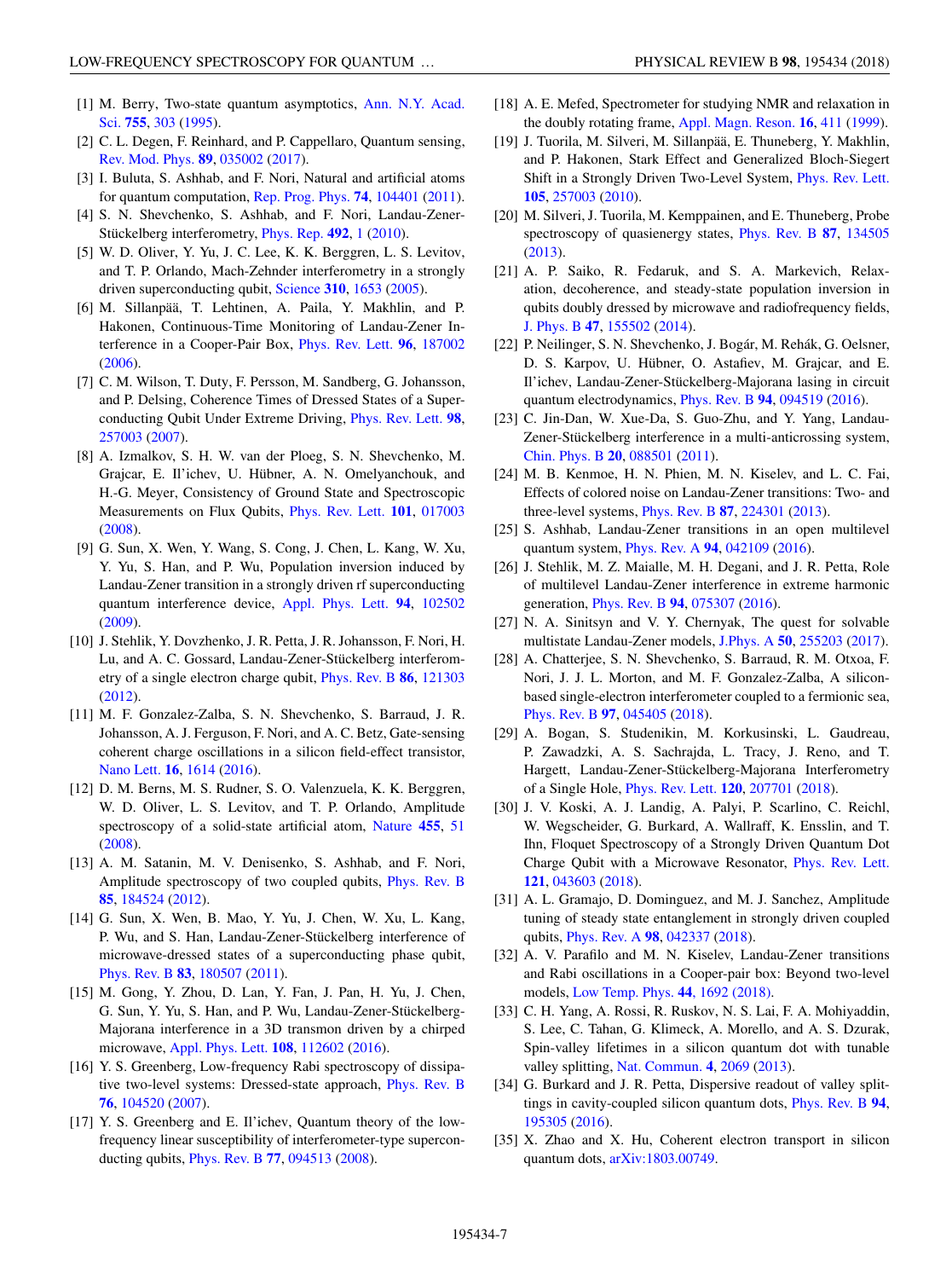[1] M. Berry, Two-state quantum asymptotics, Ann. N.Y. Acad. Sci. **755**, 303 (1995).

[2] C. L. Degen, F. Reinhard, and P. Cappellaro, Quantum sensing, Rev. Mod. Phys. **89**, 035002 (2017).

[3] I. Buluta, S. Ashhab, and F. Nori, Natural and artificial atoms for quantum computation, Rep. Prog. Phys. **74**, 104401 (2011).

[4] S. N. Shevchenko, S. Ashhab, and F. Nori, Landau-Zener-Stückelberg interferometry, Phys. Rep. **492**, 1 (2010).

[5] W. D. Oliver, Y. Yu, J. C. Lee, K. K. Berggren, L. S. Levitov, and T. P. Orlando, Mach-Zehnder interferometry in a strongly driven superconducting qubit, Science **310**, 1653 (2005).

[6] M. Sillanpää, T. Lehtinen, A. Paila, Y. Makhlin, and P. Hakonen, Continuous-Time Monitoring of Landau-Zener Interference in a Cooper-Pair Box, Phys. Rev. Lett. **96**, 187002 (2006).

[7] C. M. Wilson, T. Duty, F. Persson, M. Sandberg, G. Johansson, and P. Delsing, Coherence Times of Dressed States of a Superconducting Qubit Under Extreme Driving, Phys. Rev. Lett. **98**, 257003 (2007).

[8] A. Izmalkov, S. H. W. van der Ploeg, S. N. Shevchenko, M. Grajcar, E. Il'ichev, U. Hübner, A. N. Omelyanchouk, and H.-G. Meyer, Consistency of Ground State and Spectroscopic Measurements on Flux Qubits, Phys. Rev. Lett. **101**, 017003 (2008).

[9] G. Sun, X. Wen, Y. Wang, S. Cong, J. Chen, L. Kang, W. Xu, Y. Yu, S. Han, and P. Wu, Population inversion induced by Landau-Zener transition in a strongly driven rf superconducting quantum interference device, Appl. Phys. Lett. **94**, 102502 (2009).

[10] J. Stehlik, Y. Dovzhenko, J. R. Petta, J. R. Johansson, F. Nori, H. Lu, and A. C. Gossard, Landau-Zener-Stückelberg interferometry of a single electron charge qubit, Phys. Rev. B **86**, 121303 (2012).

[11] M. F. Gonzalez-Zalba, S. N. Shevchenko, S. Barraud, J. R. Johansson, A. J. Ferguson, F. Nori, and A. C. Betz, Gate-sensing coherent charge oscillations in a silicon field-effect transistor, Nano Lett. **16**, 1614 (2016).

[12] D. M. Berns, M. S. Rudner, S. O. Valenzuela, K. K. Berggren, W. D. Oliver, L. S. Levitov, and T. P. Orlando, Amplitude spectroscopy of a solid-state artificial atom, Nature **455**, 51 (2008).

[13] A. M. Satanin, M. V. Denisenko, S. Ashhab, and F. Nori, Amplitude spectroscopy of two coupled qubits, Phys. Rev. B **85**, 184524 (2012).

[14] G. Sun, X. Wen, B. Mao, Y. Yu, J. Chen, W. Xu, L. Kang, P. Wu, and S. Han, Landau-Zener-Stückelberg interference of microwave-dressed states of a superconducting phase qubit, Phys. Rev. B **83**, 180507 (2011).

[15] M. Gong, Y. Zhou, D. Lan, Y. Fan, J. Pan, H. Yu, J. Chen, G. Sun, Y. Yu, S. Han, and P. Wu, Landau-Zener-Stückelberg-Majorana interference in a 3D transmon driven by a chirped microwave, Appl. Phys. Lett. **108**, 112602 (2016).

[16] Y. S. Greenberg, Low-frequency Rabi spectroscopy of dissipative two-level systems: Dressed-state approach, Phys. Rev. B **76**, 104520 (2007).

[17] Y. S. Greenberg and E. Il'ichev, Quantum theory of the low-frequency linear susceptibility of interferometer-type superconducting qubits, Phys. Rev. B **77**, 094513 (2008).

[18] A. E. Mefed, Spectrometer for studying NMR and relaxation in the doubly rotating frame, Appl. Magn. Reson. **16**, 411 (1999).

[19] J. Tuorila, M. Silveri, M. Sillanpää, E. Thuneberg, Y. Makhlin, and P. Hakonen, Stark Effect and Generalized Bloch-Siegert Shift in a Strongly Driven Two-Level System, Phys. Rev. Lett. **105**, 257003 (2010).

[20] M. Silveri, J. Tuorila, M. Kemppainen, and E. Thuneberg, Probe spectroscopy of quasienergy states, Phys. Rev. B **87**, 134505 (2013).

[21] A. P. Saiko, R. Fedaruk, and S. A. Markevich, Relaxation, decoherence, and steady-state population inversion in qubits doubly dressed by microwave and radiofrequency fields, J. Phys. B **47**, 155502 (2014).

[22] P. Neilinger, S. N. Shevchenko, J. Bogár, M. Rehák, G. Oelsner, D. S. Karpov, U. Hübner, O. Astafiev, M. Grajcar, and E. Il'ichev, Landau-Zener-Stückelberg-Majorana lasing in circuit quantum electrodynamics, Phys. Rev. B **94**, 094519 (2016).

[23] C. Jin-Dan, W. Xue-Da, S. Guo-Zhu, and Y. Yang, Landau-Zener-Stückelberg interference in a multi-anticrossing system, Chin. Phys. B **20**, 088501 (2011).

[24] M. B. Kenmoe, H. N. Phien, M. N. Kiselev, and L. C. Fai, Effects of colored noise on Landau-Zener transitions: Two- and three-level systems, Phys. Rev. B **87**, 224301 (2013).

[25] S. Ashhab, Landau-Zener transitions in an open multilevel quantum system, Phys. Rev. A **94**, 042109 (2016).

[26] J. Stehlik, M. Z. Maialle, M. H. Degani, and J. R. Petta, Role of multilevel Landau-Zener interference in extreme harmonic generation, Phys. Rev. B **94**, 075307 (2016).

[27] N. A. Sinitsyn and V. Y. Chernyak, The quest for solvable multistate Landau-Zener models, J.Phys. A **50**, 255203 (2017).

[28] A. Chatterjee, S. N. Shevchenko, S. Barraud, R. M. Otxoa, F. Nori, J. J. L. Morton, and M. F. Gonzalez-Zalba, A silicon-based single-electron interferometer coupled to a fermionic sea, Phys. Rev. B **97**, 045405 (2018).

[29] A. Bogan, S. Studenikin, M. Korkusinski, L. Gaudreau, P. Zawadzki, A. S. Sachrajda, L. Tracy, J. Reno, and T. Hargett, Landau-Zener-Stückelberg-Majorana Interferometry of a Single Hole, Phys. Rev. Lett. **120**, 207701 (2018).

[30] J. V. Koski, A. J. Landig, A. Palyi, P. Scarlino, C. Reichl, W. Wegscheider, G. Burkard, A. Wallraff, K. Ensslin, and T. Ihn, Floquet Spectroscopy of a Strongly Driven Quantum Dot Charge Qubit with a Microwave Resonator, Phys. Rev. Lett. **121**, 043603 (2018).

[31] A. L. Gramajo, D. Dominguez, and M. J. Sanchez, Amplitude tuning of steady state entanglement in strongly driven coupled qubits, Phys. Rev. A **98**, 042337 (2018).

[32] A. V. Parafilo and M. N. Kiselev, Landau-Zener transitions and Rabi oscillations in a Cooper-pair box: Beyond two-level models, Low Temp. Phys. **44**, 1692 (2018).

[33] C. H. Yang, A. Rossi, R. Ruskov, N. S. Lai, F. A. Mohiyaddin, S. Lee, C. Tahan, G. Klimeck, A. Morello, and A. S. Dzurak, Spin-valley lifetimes in a silicon quantum dot with tunable valley splitting, Nat. Commun. **4**, 2069 (2013).

[34] G. Burkard and J. R. Petta, Dispersive readout of valley splittings in cavity-coupled silicon quantum dots, Phys. Rev. B **94**, 195305 (2016).

[35] X. Zhao and X. Hu, Coherent electron transport in silicon quantum dots, arXiv:1803.00749.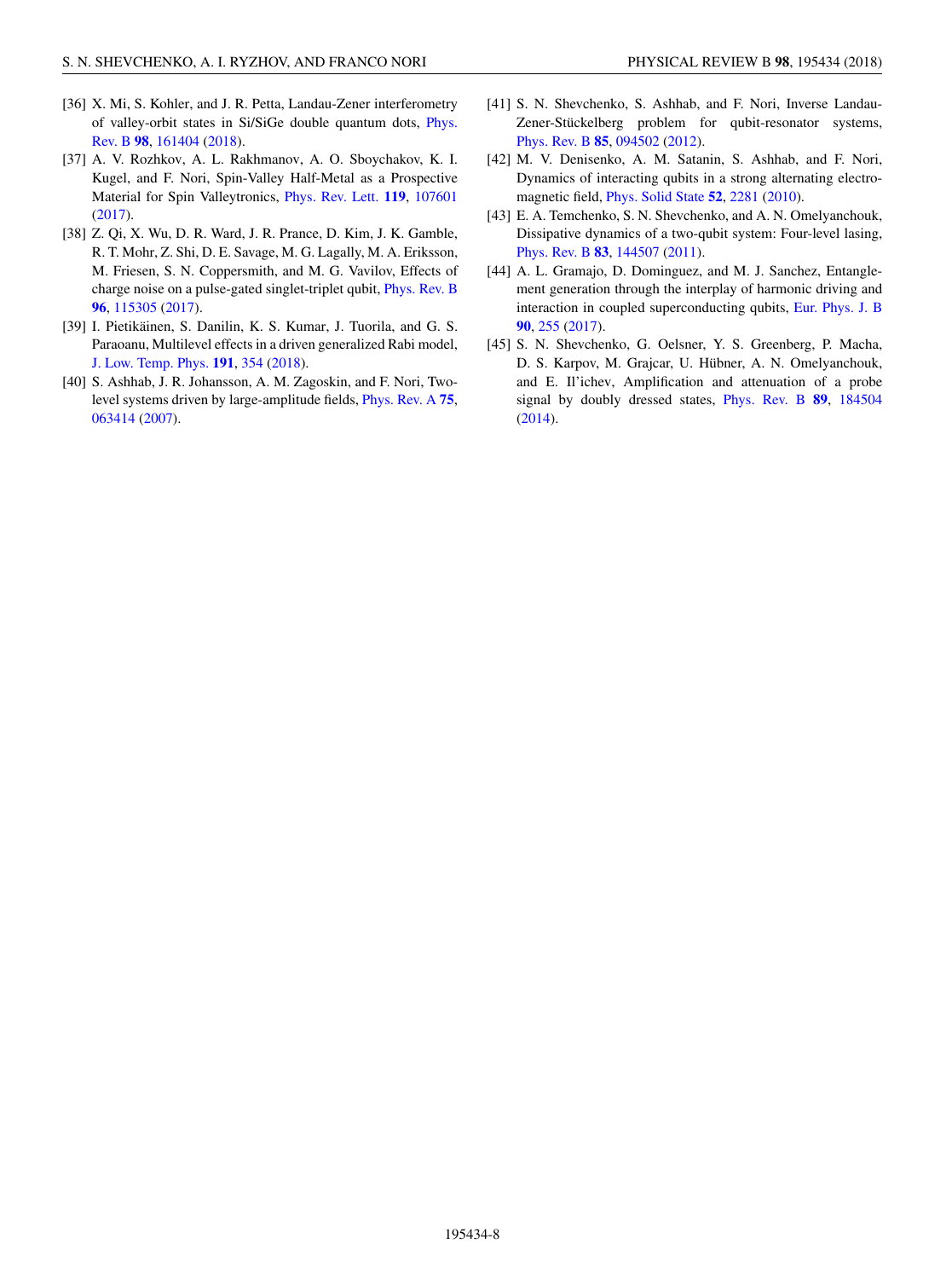[36] X. Mi, S. Kohler, and J. R. Petta, Landau-Zener interferometry of valley-orbit states in Si/SiGe double quantum dots, Phys. Rev. B **98**, 161404 (2018).

[37] A. V. Rozhkov, A. L. Rakhmanov, A. O. Sboychakov, K. I. Kugel, and F. Nori, Spin-Valley Half-Metal as a Prospective Material for Spin Valleytronics, Phys. Rev. Lett. **119**, 107601 (2017).

[38] Z. Qi, X. Wu, D. R. Ward, J. R. Prance, D. Kim, J. K. Gamble, R. T. Mohr, Z. Shi, D. E. Savage, M. G. Lagally, M. A. Eriksson, M. Friesen, S. N. Coppersmith, and M. G. Vavilov, Effects of charge noise on a pulse-gated singlet-triplet qubit, Phys. Rev. B **96**, 115305 (2017).

[39] I. Pietikäinen, S. Danilin, K. S. Kumar, J. Tuorila, and G. S. Paraoanu, Multilevel effects in a driven generalized Rabi model, J. Low. Temp. Phys. **191**, 354 (2018).

[40] S. Ashhab, J. R. Johansson, A. M. Zagoskin, and F. Nori, Two-level systems driven by large-amplitude fields, Phys. Rev. A **75**, 063414 (2007).

[41] S. N. Shevchenko, S. Ashhab, and F. Nori, Inverse Landau-Zener-Stückelberg problem for qubit-resonator systems, Phys. Rev. B **85**, 094502 (2012).

[42] M. V. Denisenko, A. M. Satanin, S. Ashhab, and F. Nori, Dynamics of interacting qubits in a strong alternating electromagnetic field, Phys. Solid State **52**, 2281 (2010).

[43] E. A. Temchenko, S. N. Shevchenko, and A. N. Omelyanchouk, Dissipative dynamics of a two-qubit system: Four-level lasing, Phys. Rev. B **83**, 144507 (2011).

[44] A. L. Gramajo, D. Dominguez, and M. J. Sanchez, Entanglement generation through the interplay of harmonic driving and interaction in coupled superconducting qubits, Eur. Phys. J. B **90**, 255 (2017).

[45] S. N. Shevchenko, G. Oelsner, Y. S. Greenberg, P. Macha, D. S. Karpov, M. Grajcar, U. Hübner, A. N. Omelyanchouk, and E. Il'ichev, Amplification and attenuation of a probe signal by doubly dressed states, Phys. Rev. B **89**, 184504 (2014).